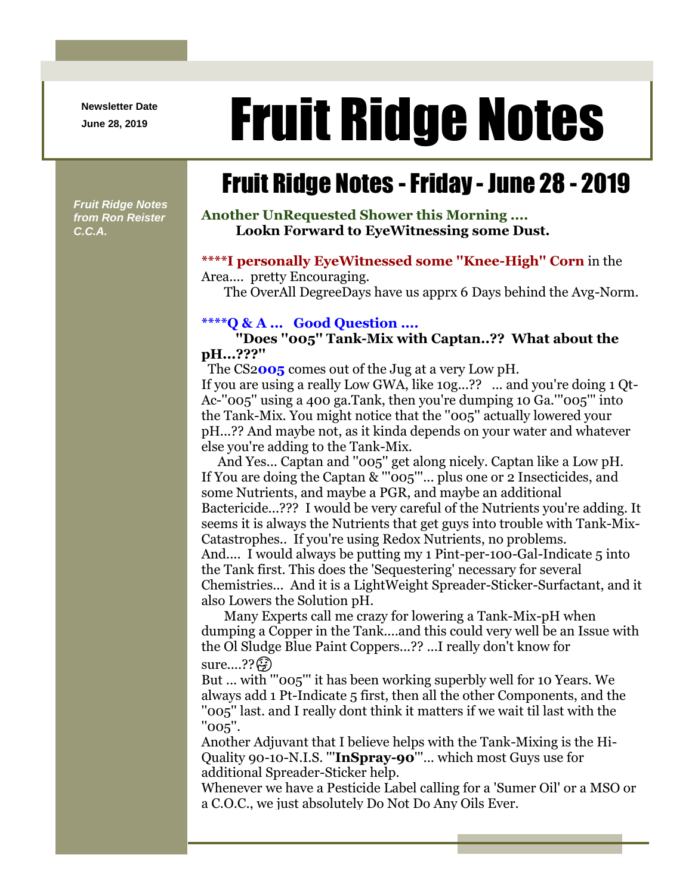Newsletter Date
June 28, 2019

# Fruit Ridge Notes

*Fruit Ridge Notes from Ron Reister C.C.A.*

## Fruit Ridge Notes - Friday - June 28 - 2019

**Another UnRequested Shower this Morning ....**
**Lookn Forward to EyeWitnessing some Dust.**

**\*\*\*\*I personally EyeWitnessed some "Knee-High" Corn** in the Area.... pretty Encouraging.
The OverAll DegreeDays have us apprx 6 Days behind the Avg-Norm.

**\*\*\*\*Q & A ... Good Question ....**
**"Does "005" Tank-Mix with Captan..?? What about the pH...???"**
The CS2**005** comes out of the Jug at a very Low pH.
If you are using a really Low GWA, like 10g...?? ... and you're doing 1 Qt-Ac-"005" using a 400 ga.Tank, then you're dumping 10 Ga.'"005"' into the Tank-Mix. You might notice that the "005" actually lowered your pH...?? And maybe not, as it kinda depends on your water and whatever else you're adding to the Tank-Mix.
And Yes... Captan and "005" get along nicely. Captan like a Low pH. If You are doing the Captan & '"005"'... plus one or 2 Insecticides, and some Nutrients, and maybe a PGR, and maybe an additional Bactericide...??? I would be very careful of the Nutrients you're adding. It seems it is always the Nutrients that get guys into trouble with Tank-Mix-Catastrophes.. If you're using Redox Nutrients, no problems.
And.... I would always be putting my 1 Pint-per-100-Gal-Indicate 5 into the Tank first. This does the 'Sequestering' necessary for several Chemistries... And it is a LightWeight Spreader-Sticker-Surfactant, and it also Lowers the Solution pH.
Many Experts call me crazy for lowering a Tank-Mix-pH when dumping a Copper in the Tank....and this could very well be an Issue with the Ol Sludge Blue Paint Coppers...?? ...I really don't know for sure....??🤔
But ... with '"005"' it has been working superbly well for 10 Years. We always add 1 Pt-Indicate 5 first, then all the other Components, and the "005" last. and I really dont think it matters if we wait til last with the "005".
Another Adjuvant that I believe helps with the Tank-Mixing is the Hi-Quality 90-10-N.I.S. '"**InSpray-90**"'... which most Guys use for additional Spreader-Sticker help.
Whenever we have a Pesticide Label calling for a 'Sumer Oil' or a MSO or a C.O.C., we just absolutely Do Not Do Any Oils Ever.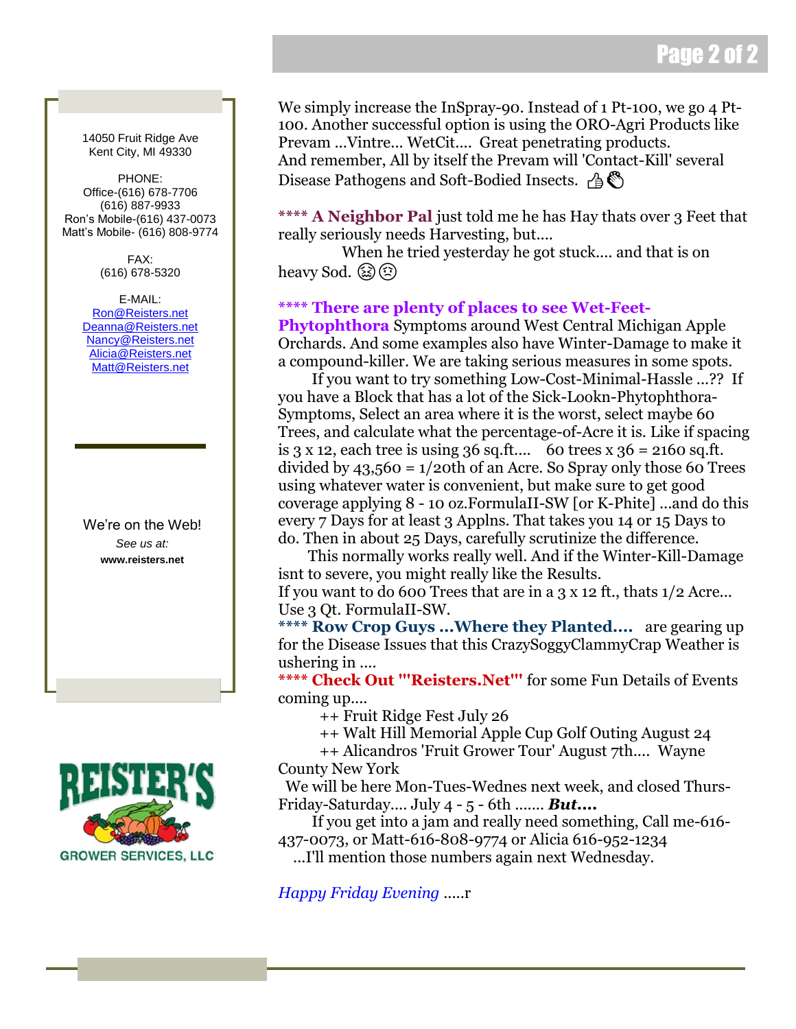14050 Fruit Ridge Ave
Kent City, MI 49330

PHONE:
Office-(616) 678-7706
(616) 887-9933
Ron's Mobile-(616) 437-0073
Matt's Mobile- (616) 808-9774

FAX:
(616) 678-5320

E-MAIL:
Ron@Reisters.net
Deanna@Reisters.net
Nancy@Reisters.net
Alicia@Reisters.net
Matt@Reisters.net

We're on the Web!
*See us at:*
**www.reisters.net**

REISTER'S GROWER SERVICES, LLC

We simply increase the InSpray-90. Instead of 1 Pt-100, we go 4 Pt-100. Another successful option is using the ORO-Agri Products like Prevam ...Vintre... WetCit.... Great penetrating products.
And remember, All by itself the Prevam will 'Contact-Kill' several Disease Pathogens and Soft-Bodied Insects. 👍👏

**\*\*\*\* A Neighbor Pal** just told me he has Hay thats over 3 Feet that really seriously needs Harvesting, but....
When he tried yesterday he got stuck.... and that is on heavy Sod. 😖☹

**\*\*\*\* There are plenty of places to see Wet-Feet-Phytophthora** Symptoms around West Central Michigan Apple Orchards. And some examples also have Winter-Damage to make it a compound-killer. We are taking serious measures in some spots.
If you want to try something Low-Cost-Minimal-Hassle ...?? If you have a Block that has a lot of the Sick-Lookn-Phytophthora-Symptoms, Select an area where it is the worst, select maybe 60 Trees, and calculate what the percentage-of-Acre it is. Like if spacing is 3 x 12, each tree is using 36 sq.ft.... 60 trees x 36 = 2160 sq.ft. divided by 43,560 = 1/20th of an Acre. So Spray only those 60 Trees using whatever water is convenient, but make sure to get good coverage applying 8 - 10 oz.FormulaII-SW [or K-Phite] ...and do this every 7 Days for at least 3 Applns. That takes you 14 or 15 Days to do. Then in about 25 Days, carefully scrutinize the difference.
This normally works really well. And if the Winter-Kill-Damage isnt to severe, you might really like the Results.
If you want to do 600 Trees that are in a 3 x 12 ft., thats 1/2 Acre... Use 3 Qt. FormulaII-SW.
**\*\*\*\* Row Crop Guys ...Where they Planted....** are gearing up for the Disease Issues that this CrazySoggyClammyCrap Weather is ushering in ....
**\*\*\*\* Check Out "'Reisters.Net'"** for some Fun Details of Events coming up....
++ Fruit Ridge Fest July 26
++ Walt Hill Memorial Apple Cup Golf Outing August 24
++ Alicandros 'Fruit Grower Tour' August 7th.... Wayne County New York
We will be here Mon-Tues-Wednes next week, and closed Thurs-Friday-Saturday.... July 4 - 5 - 6th ....... ***But....***
If you get into a jam and really need something, Call me-616-437-0073, or Matt-616-808-9774 or Alicia 616-952-1234
...I'll mention those numbers again next Wednesday.

*Happy Friday Evening* .....r